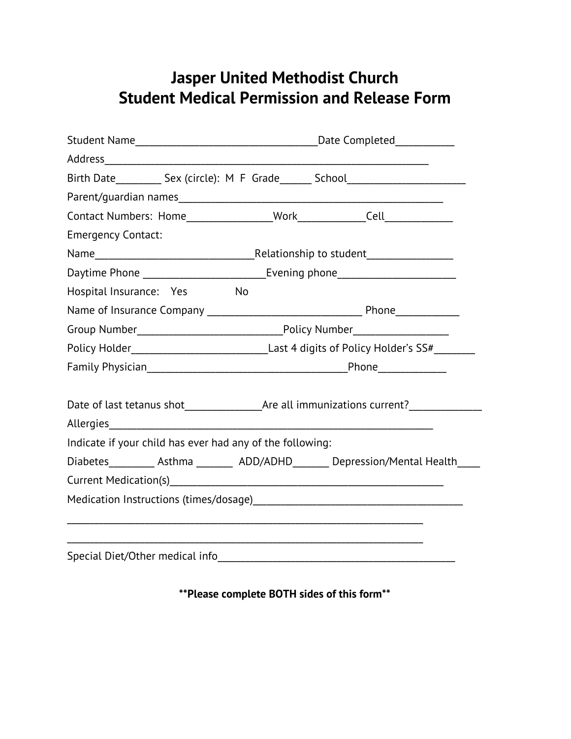# Jasper United Methodist Church
# Student Medical Permission and Release Form

Student Name___________________________________Date Completed___________

Address_______________________________________________________________

Birth Date________ Sex (circle): M F Grade______ School______________________

Parent/guardian names__________________________________________________

Contact Numbers: Home________________Work____________Cell_____________

Emergency Contact:

Name______________________________Relationship to student________________

Daytime Phone _______________________Evening phone______________________

Hospital Insurance: Yes No

Name of Insurance Company _____________________________ Phone____________

Group Number___________________________Policy Number_________________

Policy Holder__________________________Last 4 digits of Policy Holder's SS#________

Family Physician______________________________________Phone_____________

Date of last tetanus shot______________Are all immunizations current?______________

Allergies_______________________________________________________________

Indicate if your child has ever had any of the following:

Diabetes________ Asthma _______ ADD/ADHD_______ Depression/Mental Health____

Current Medication(s)____________________________________________________

Medication Instructions (times/dosage)________________________________________

____________________________________________________________________

____________________________________________________________________

Special Diet/Other medical info_____________________________________________

**\*\*Please complete BOTH sides of this form\*\***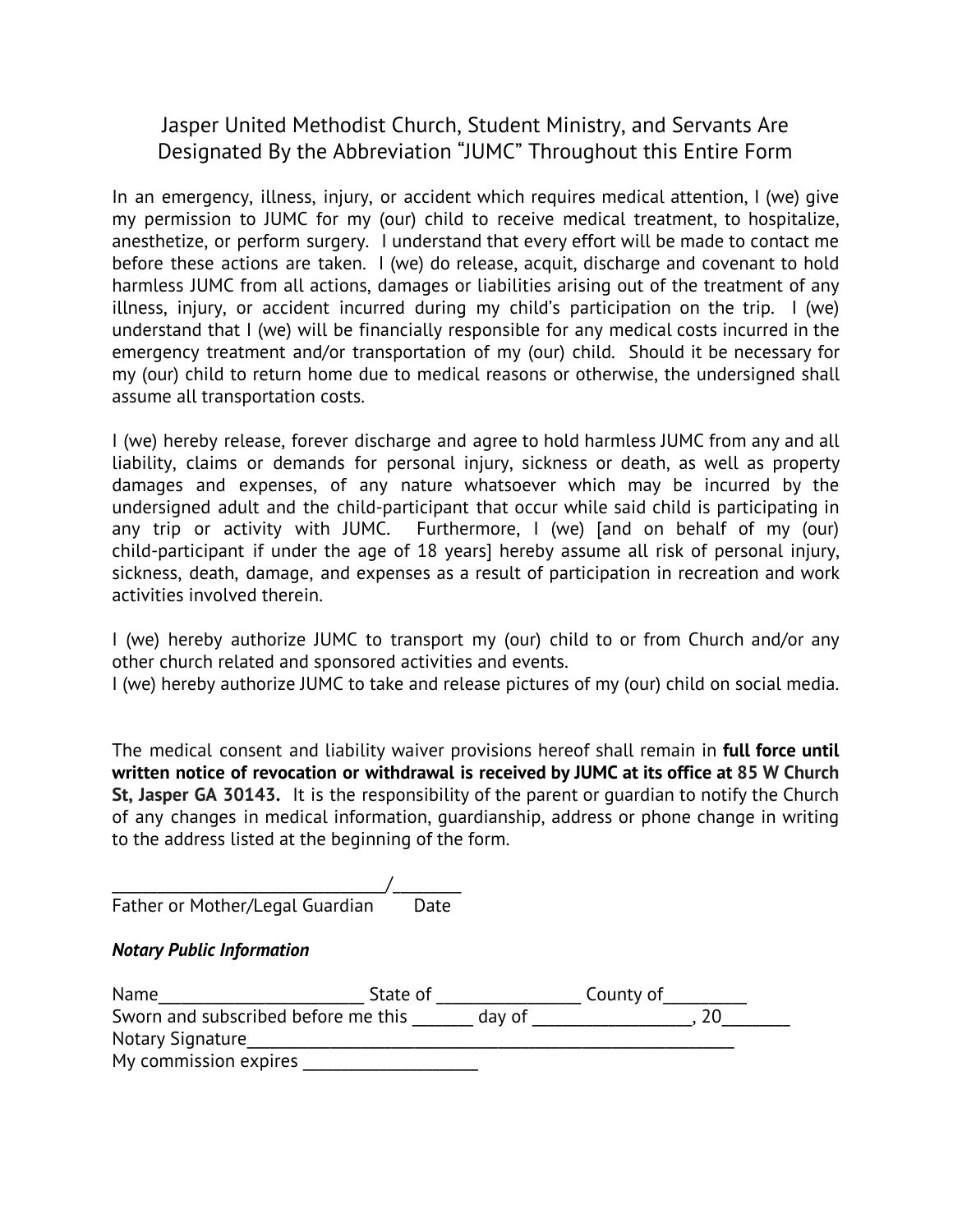## Jasper United Methodist Church, Student Ministry, and Servants Are Designated By the Abbreviation "JUMC" Throughout this Entire Form

In an emergency, illness, injury, or accident which requires medical attention, I (we) give my permission to JUMC for my (our) child to receive medical treatment, to hospitalize, anesthetize, or perform surgery. I understand that every effort will be made to contact me before these actions are taken. I (we) do release, acquit, discharge and covenant to hold harmless JUMC from all actions, damages or liabilities arising out of the treatment of any illness, injury, or accident incurred during my child's participation on the trip. I (we) understand that I (we) will be financially responsible for any medical costs incurred in the emergency treatment and/or transportation of my (our) child. Should it be necessary for my (our) child to return home due to medical reasons or otherwise, the undersigned shall assume all transportation costs.

I (we) hereby release, forever discharge and agree to hold harmless JUMC from any and all liability, claims or demands for personal injury, sickness or death, as well as property damages and expenses, of any nature whatsoever which may be incurred by the undersigned adult and the child-participant that occur while said child is participating in any trip or activity with JUMC. Furthermore, I (we) [and on behalf of my (our) child-participant if under the age of 18 years] hereby assume all risk of personal injury, sickness, death, damage, and expenses as a result of participation in recreation and work activities involved therein.

I (we) hereby authorize JUMC to transport my (our) child to or from Church and/or any other church related and sponsored activities and events.
I (we) hereby authorize JUMC to take and release pictures of my (our) child on social media.

The medical consent and liability waiver provisions hereof shall remain in **full force until written notice of revocation or withdrawal is received by JUMC at its office at 85 W Church St, Jasper GA 30143.** It is the responsibility of the parent or guardian to notify the Church of any changes in medical information, guardianship, address or phone change in writing to the address listed at the beginning of the form.

_______________________________/________
Father or Mother/Legal Guardian Date

***Notary Public Information***

Name________________________ State of ________________ County of_________
Sworn and subscribed before me this _______ day of __________________, 20________
Notary Signature_________________________________________________________
My commission expires ____________________